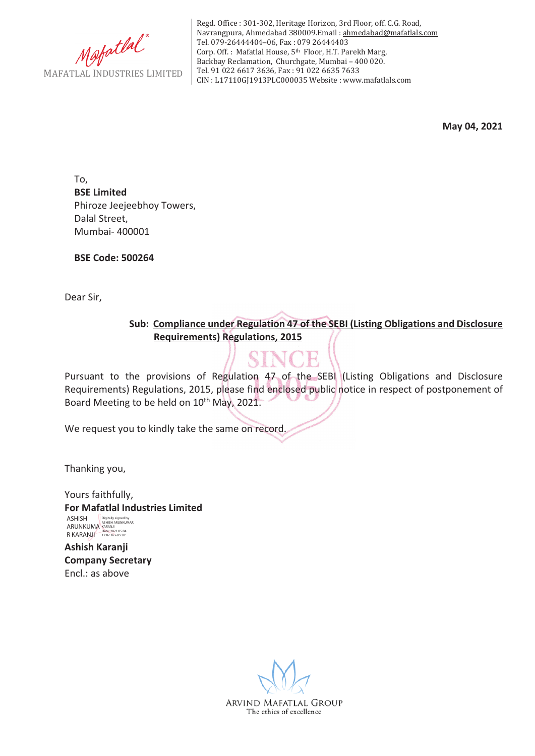Mafatlal

MAFATLAL INDUSTRIES LIMITED

Regd. Office : 301-302, Heritage Horizon, 3rd Floor, off. C.G. Road, Navrangpura, Ahmedabad 380009.Email : ahmedabad@mafatlals.com
Tel. 079-26444404–06, Fax : 079 26444403
Corp. Off. : Mafatlal House, 5th Floor, H.T. Parekh Marg, Backbay Reclamation, Churchgate, Mumbai – 400 020.
Tel. 91 022 6617 3636, Fax : 91 022 6635 7633
CIN : L17110GJ1913PLC000035 Website : www.mafatlals.com

**May 04, 2021**

To,
**BSE Limited**
Phiroze Jeejeebhoy Towers,
Dalal Street,
Mumbai- 400001

**BSE Code: 500264**

Dear Sir,

**Sub: Compliance under Regulation 47 of the SEBI (Listing Obligations and Disclosure Requirements) Regulations, 2015**

Pursuant to the provisions of Regulation 47 of the SEBI (Listing Obligations and Disclosure Requirements) Regulations, 2015, please find enclosed public notice in respect of postponement of Board Meeting to be held on 10th May, 2021.

We request you to kindly take the same on record.

Thanking you,

Yours faithfully,
**For Mafatlal Industries Limited**

ASHISH ARUNKUMAR KARANJI — Digitally signed by ASHISH ARUNKUMAR KARANJI Date: 2021.05.04 12:02:16 +05'30'

**Ashish Karanji**
**Company Secretary**
Encl.: as above

ARVIND MAFATLAL GROUP
The ethics of excellence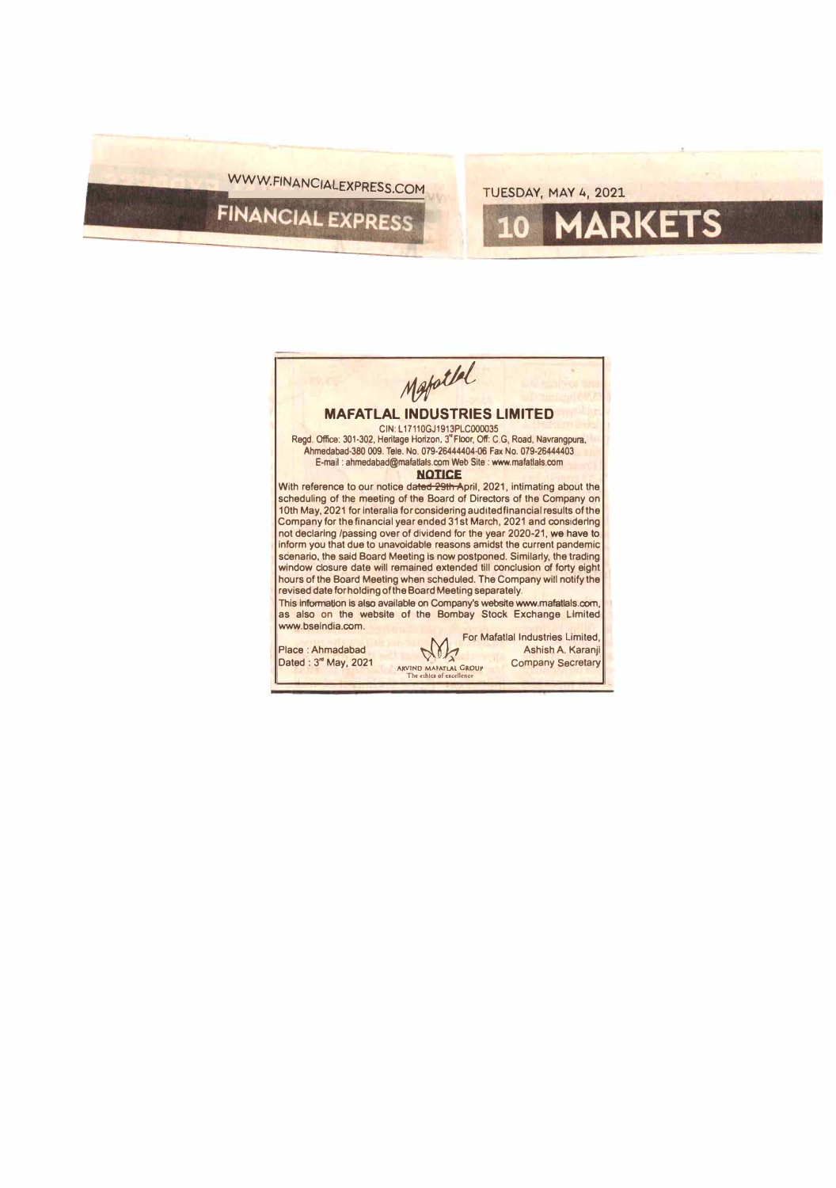WWW.FINANCIALEXPRESS.COM

FINANCIAL EXPRESS

TUESDAY, MAY 4, 2021

10 MARKETS

Mafatlal

## MAFATLAL INDUSTRIES LIMITED

CIN: L17110GJ1913PLC000035

Regd. Office: 301-302, Heritage Horizon, 3rd Floor, Off: C.G. Road, Navrangpura, Ahmedabad-380 009. Tele. No. 079-26444404-06 Fax No. 079-26444403

E-mail : ahmedabad@mafatlals.com Web Site : www.mafatlals.com

### NOTICE

With reference to our notice dated 29th April, 2021, intimating about the scheduling of the meeting of the Board of Directors of the Company on 10th May, 2021 for interalia for considering auditedfinancial results of the Company for the financial year ended 31st March, 2021 and considering not declaring /passing over of dividend for the year 2020-21, we have to inform you that due to unavoidable reasons amidst the current pandemic scenario, the said Board Meeting is now postponed. Similarly, the trading window closure date will remained extended till conclusion of forty eight hours of the Board Meeting when scheduled. The Company will notify the revised date for holding of the Board Meeting separately.

This information is also available on Company's website www.mafatlals.com, as also on the website of the Bombay Stock Exchange Limited www.bseindia.com.

Place : Ahmadabad

Dated : 3rd May, 2021

ARVIND MAFATLAL GROUP

The ethics of excellence

For Mafatlal Industries Limited,

Ashish A. Karanji

Company Secretary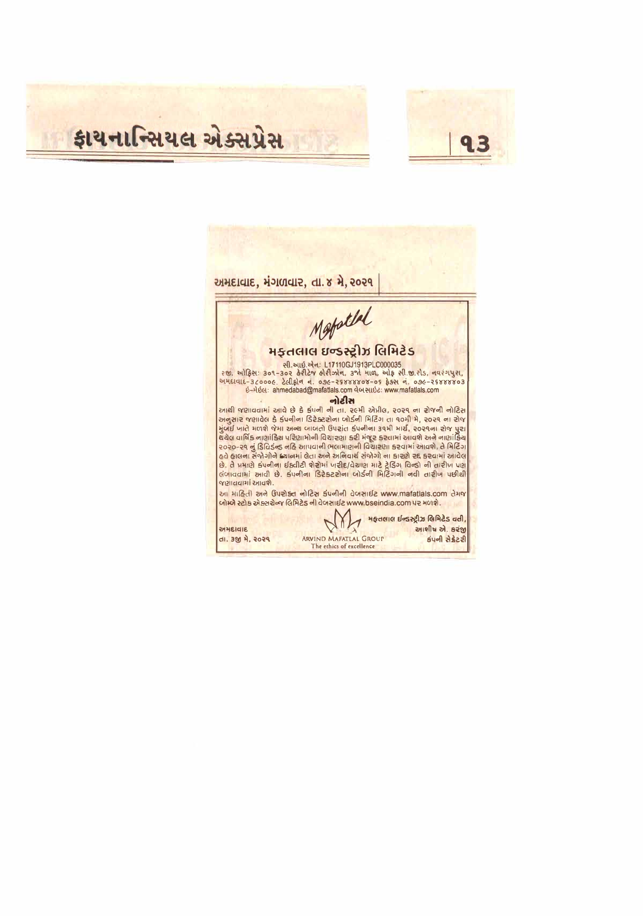ફાયનાન્સિયલ એક્સપ્રેસ

અમદાવાદ, મંગળવાર, તા. ૪ મે, ૨૦૨૧

Mafatlal

## મફતલાલ ઇન્ડસ્ટ્રીઝ લિમિટેડ

સી.આઇ.એન.: L17110GJ1913PLC000035

રજી. ઓફિસ: ૩૦૧-૩૦૨ હેરીટેજ હોરીઝોન, ૩જો માળ, ઓફ સી.જી.રોડ, નવરંગપુરા, અમદાવાદ-૩૮૦૦૦૯. ટેલીફોન નં. ૦૭૯-૨૬૪૪૪૪૦૪-૦૬ ફેક્સ નં. ૦૭૯-૨૬૪૪૪૪૦૩

ઇ-મેઇલ: ahmedabad@mafatlals.com વેબસાઇટ: www.mafatlals.com

### નોટીસ

આથી જણાવવામાં આવે છે કે કંપની ની તા. ૨૯મી એપ્રીલ, ૨૦૨૧ ના રોજની નોટિસ અનુસાર જણાવેલ કે કંપનીના ડિરેક્ટરોના બોર્ડની મિટિંગ તા ૧૦મી મે, ૨૦૨૧ ના રોજ મુંબઈ ખાતે મળશે જેમા અન્ય બાબતો ઉપરાંત કંપનીના ૩૧મી માર્ચ, ૨૦૨૧ના રોજ પુરા થયેલ વાર્ષિક નાણાંકિય પરિણામોની વિચારણા કરી મંજૂર કરવામાં આવશે અને નાણાંકિય ૨૦૨૦-૨૧ નું ડિવિડન્ડ નહિ આપવાની ભલામણની વિચારણા કરવામાં આવશે, તે મિટિંગ હવે હાલના સંજોગોને ધ્યાનમાં લેતા અને અનિવાર્ય સંજોગો ના કારણે રદ્દ કરવામાં આવેલ છે. તે પ્રમાણે કંપનીના ઇક્વીટી શેરોમાં ખરીદ/વેચાણ માટે ટ્રેડિંગ વિન્ડો ની તારીખ પણ લંબાવવામાં આવી છે. કંપનીના ડિરેક્ટરોના બોર્ડની મિટિંગની નવી તારીખ પછીથી જણાવવામાં આવશે.

આ માહિતી અને ઉપરોક્ત નોટિસ કંપનીની વેબસાઇટ www.mafatlals.com તેમજ બોમ્બે સ્ટોક એક્સચેન્જ લિમિટેડ ની વેબસાઇટ www.bseindia.com પર મળશે.

અમદાવાદ
તા. ૩જી મે, ૨૦૨૧

ARVIND MAFATLAL GROUP
The ethics of excellence

મફતલાલ ઇન્ડસ્ટ્રીઝ લિમિટેડ વતી,
આશીષ એ. કરંજી
કંપની સેક્રેટરી